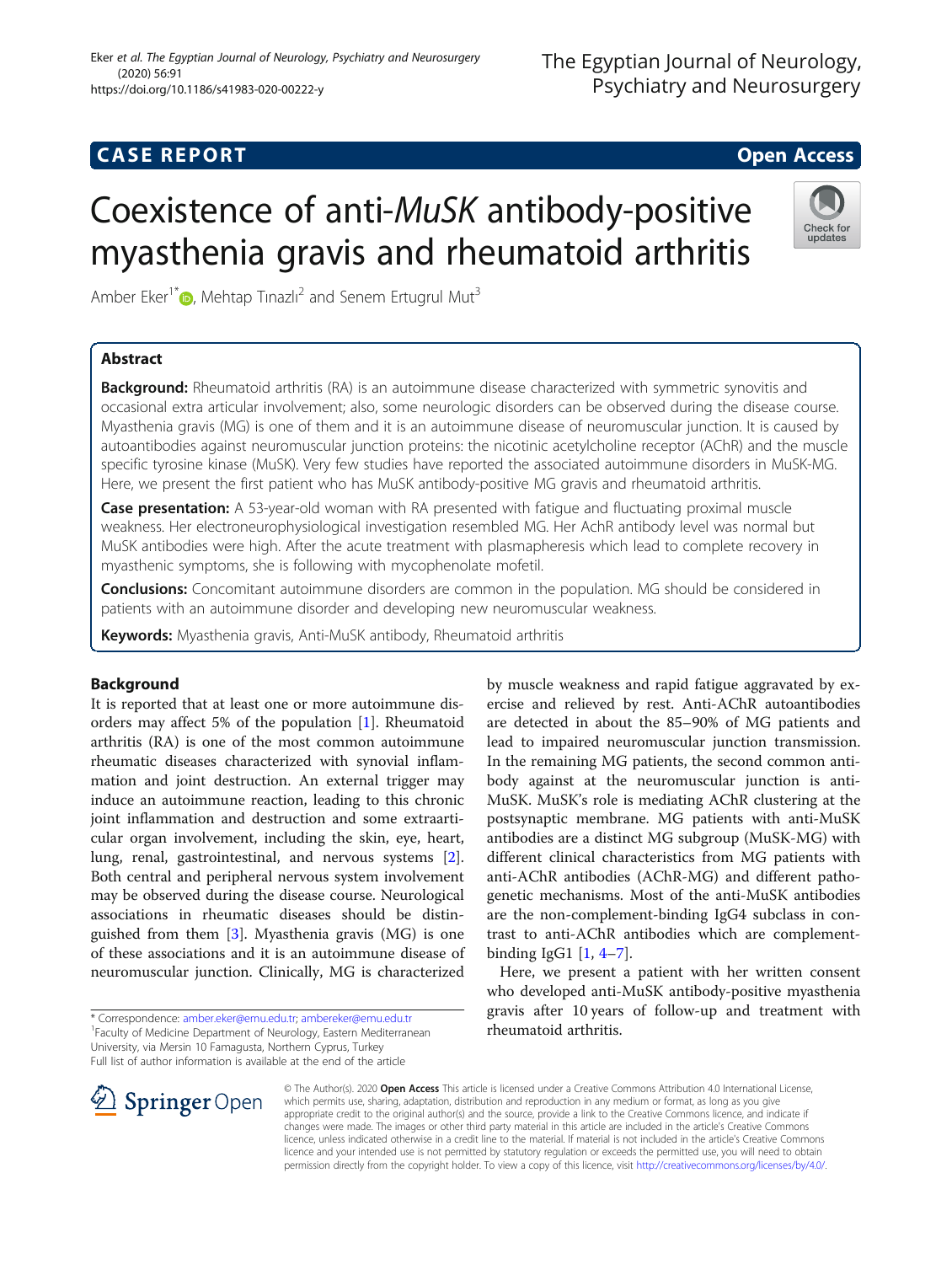CASE REPORT

Open Access

# Coexistence of anti-*MuSK* antibody-positive myasthenia gravis and rheumatoid arthritis

Amber Eker[1*], Mehtap Tınazlı[2] and Senem Ertugrul Mut[3]

## Abstract

**Background:** Rheumatoid arthritis (RA) is an autoimmune disease characterized with symmetric synovitis and occasional extra articular involvement; also, some neurologic disorders can be observed during the disease course. Myasthenia gravis (MG) is one of them and it is an autoimmune disease of neuromuscular junction. It is caused by autoantibodies against neuromuscular junction proteins: the nicotinic acetylcholine receptor (AChR) and the muscle specific tyrosine kinase (MuSK). Very few studies have reported the associated autoimmune disorders in MuSK-MG. Here, we present the first patient who has MuSK antibody-positive MG gravis and rheumatoid arthritis.

**Case presentation:** A 53-year-old woman with RA presented with fatigue and fluctuating proximal muscle weakness. Her electroneurophysiological investigation resembled MG. Her AchR antibody level was normal but MuSK antibodies were high. After the acute treatment with plasmapheresis which lead to complete recovery in myasthenic symptoms, she is following with mycophenolate mofetil.

**Conclusions:** Concomitant autoimmune disorders are common in the population. MG should be considered in patients with an autoimmune disorder and developing new neuromuscular weakness.

**Keywords:** Myasthenia gravis, Anti-MuSK antibody, Rheumatoid arthritis

## Background

It is reported that at least one or more autoimmune disorders may affect 5% of the population [1]. Rheumatoid arthritis (RA) is one of the most common autoimmune rheumatic diseases characterized with synovial inflammation and joint destruction. An external trigger may induce an autoimmune reaction, leading to this chronic joint inflammation and destruction and some extraarticular organ involvement, including the skin, eye, heart, lung, renal, gastrointestinal, and nervous systems [2]. Both central and peripheral nervous system involvement may be observed during the disease course. Neurological associations in rheumatic diseases should be distinguished from them [3]. Myasthenia gravis (MG) is one of these associations and it is an autoimmune disease of neuromuscular junction. Clinically, MG is characterized by muscle weakness and rapid fatigue aggravated by exercise and relieved by rest. Anti-AChR autoantibodies are detected in about the 85–90% of MG patients and lead to impaired neuromuscular junction transmission. In the remaining MG patients, the second common antibody against at the neuromuscular junction is anti-MuSK. MuSK's role is mediating AChR clustering at the postsynaptic membrane. MG patients with anti-MuSK antibodies are a distinct MG subgroup (MuSK-MG) with different clinical characteristics from MG patients with anti-AChR antibodies (AChR-MG) and different pathogenetic mechanisms. Most of the anti-MuSK antibodies are the non-complement-binding IgG4 subclass in contrast to anti-AChR antibodies which are complement-binding IgG1 [1, 4–7].

Here, we present a patient with her written consent who developed anti-MuSK antibody-positive myasthenia gravis after 10 years of follow-up and treatment with rheumatoid arthritis.

* Correspondence: amber.eker@emu.edu.tr; ambereker@emu.edu.tr
[1]Faculty of Medicine Department of Neurology, Eastern Mediterranean University, via Mersin 10 Famagusta, Northern Cyprus, Turkey
Full list of author information is available at the end of the article

© The Author(s). 2020 **Open Access** This article is licensed under a Creative Commons Attribution 4.0 International License, which permits use, sharing, adaptation, distribution and reproduction in any medium or format, as long as you give appropriate credit to the original author(s) and the source, provide a link to the Creative Commons licence, and indicate if changes were made. The images or other third party material in this article are included in the article's Creative Commons licence, unless indicated otherwise in a credit line to the material. If material is not included in the article's Creative Commons licence and your intended use is not permitted by statutory regulation or exceeds the permitted use, you will need to obtain permission directly from the copyright holder. To view a copy of this licence, visit http://creativecommons.org/licenses/by/4.0/.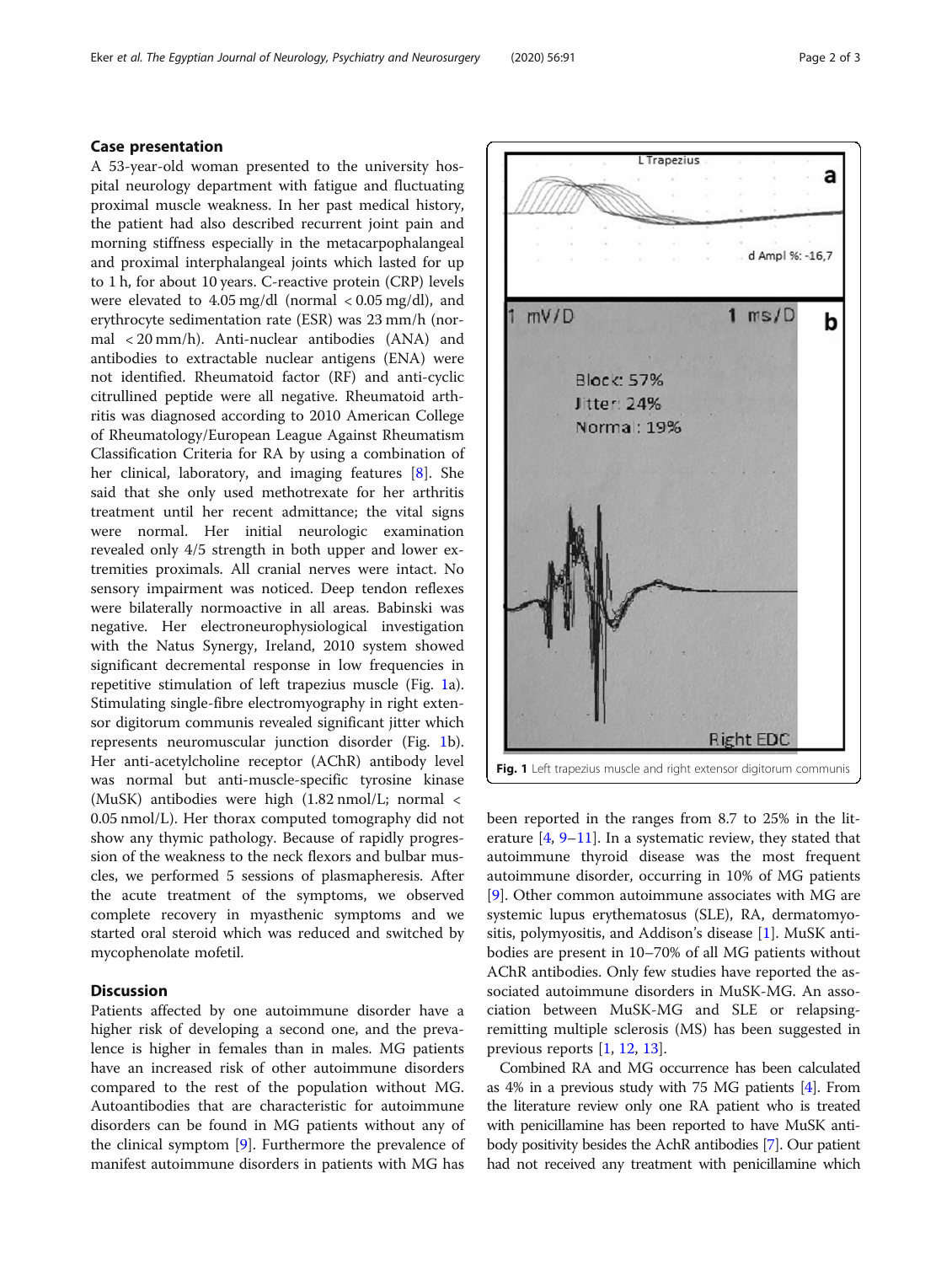## Case presentation

A 53-year-old woman presented to the university hospital neurology department with fatigue and fluctuating proximal muscle weakness. In her past medical history, the patient had also described recurrent joint pain and morning stiffness especially in the metacarpophalangeal and proximal interphalangeal joints which lasted for up to 1 h, for about 10 years. C-reactive protein (CRP) levels were elevated to 4.05 mg/dl (normal < 0.05 mg/dl), and erythrocyte sedimentation rate (ESR) was 23 mm/h (normal < 20 mm/h). Anti-nuclear antibodies (ANA) and antibodies to extractable nuclear antigens (ENA) were not identified. Rheumatoid factor (RF) and anti-cyclic citrullined peptide were all negative. Rheumatoid arthritis was diagnosed according to 2010 American College of Rheumatology/European League Against Rheumatism Classification Criteria for RA by using a combination of her clinical, laboratory, and imaging features [8]. She said that she only used methotrexate for her arthritis treatment until her recent admittance; the vital signs were normal. Her initial neurologic examination revealed only 4/5 strength in both upper and lower extremities proximals. All cranial nerves were intact. No sensory impairment was noticed. Deep tendon reflexes were bilaterally normoactive in all areas. Babinski was negative. Her electroneurophysiological investigation with the Natus Synergy, Ireland, 2010 system showed significant decremental response in low frequencies in repetitive stimulation of left trapezius muscle (Fig. 1a). Stimulating single-fibre electromyography in right extensor digitorum communis revealed significant jitter which represents neuromuscular junction disorder (Fig. 1b). Her anti-acetylcholine receptor (AChR) antibody level was normal but anti-muscle-specific tyrosine kinase (MuSK) antibodies were high (1.82 nmol/L; normal < 0.05 nmol/L). Her thorax computed tomography did not show any thymic pathology. Because of rapidly progression of the weakness to the neck flexors and bulbar muscles, we performed 5 sessions of plasmapheresis. After the acute treatment of the symptoms, we observed complete recovery in myasthenic symptoms and we started oral steroid which was reduced and switched by mycophenolate mofetil.

**Fig. 1** Left trapezius muscle and right extensor digitorum communis

## Discussion

Patients affected by one autoimmune disorder have a higher risk of developing a second one, and the prevalence is higher in females than in males. MG patients have an increased risk of other autoimmune disorders compared to the rest of the population without MG. Autoantibodies that are characteristic for autoimmune disorders can be found in MG patients without any of the clinical symptom [9]. Furthermore the prevalence of manifest autoimmune disorders in patients with MG has been reported in the ranges from 8.7 to 25% in the literature [4, 9–11]. In a systematic review, they stated that autoimmune thyroid disease was the most frequent autoimmune disorder, occurring in 10% of MG patients [9]. Other common autoimmune associates with MG are systemic lupus erythematosus (SLE), RA, dermatomyositis, polymyositis, and Addison's disease [1]. MuSK antibodies are present in 10–70% of all MG patients without AChR antibodies. Only few studies have reported the associated autoimmune disorders in MuSK-MG. An association between MuSK-MG and SLE or relapsing-remitting multiple sclerosis (MS) has been suggested in previous reports [1, 12, 13].

Combined RA and MG occurrence has been calculated as 4% in a previous study with 75 MG patients [4]. From the literature review only one RA patient who is treated with penicillamine has been reported to have MuSK antibody positivity besides the AchR antibodies [7]. Our patient had not received any treatment with penicillamine which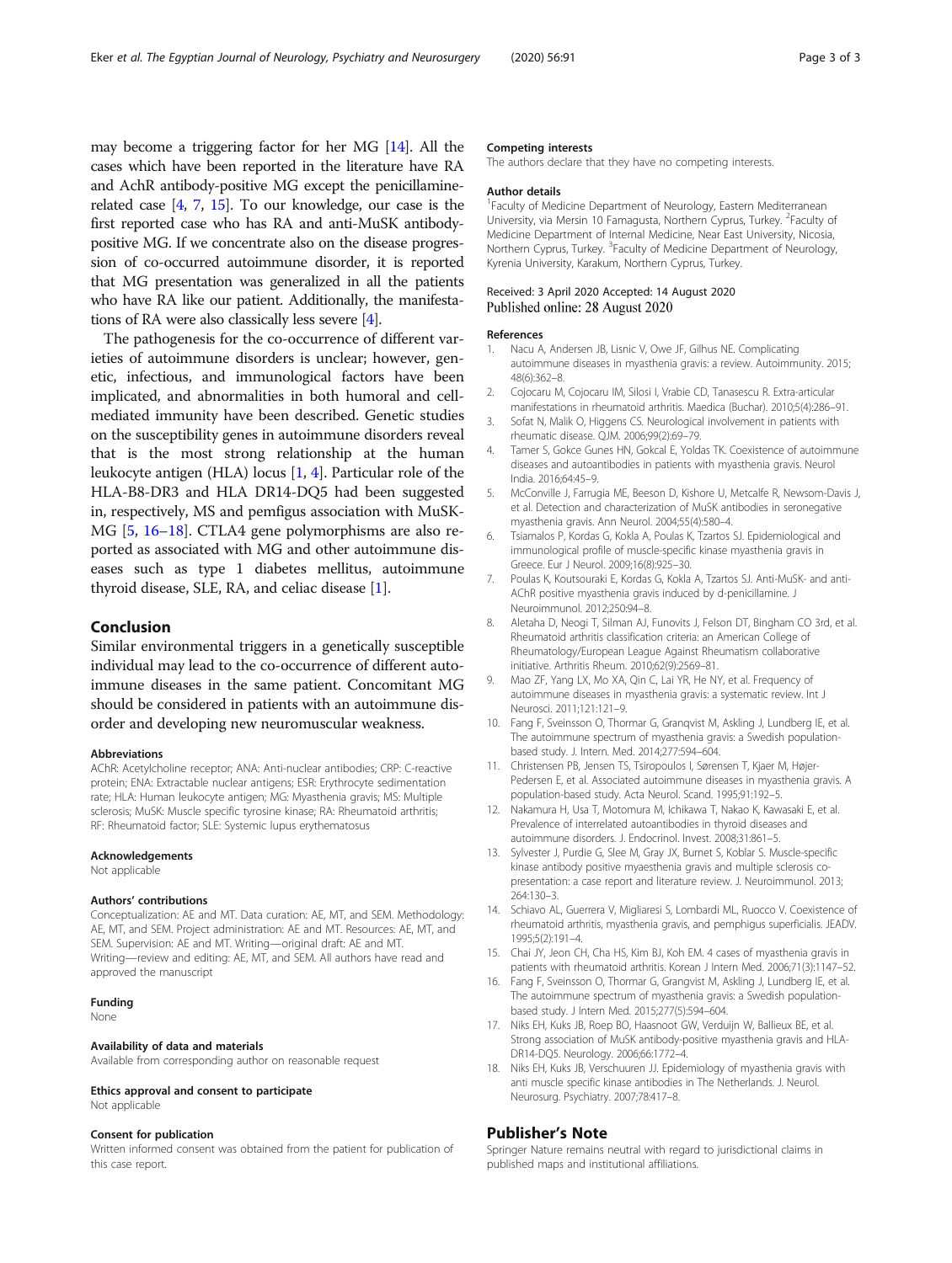may become a triggering factor for her MG [14]. All the cases which have been reported in the literature have RA and AchR antibody-positive MG except the penicillamine-related case [4, 7, 15]. To our knowledge, our case is the first reported case who has RA and anti-MuSK antibody-positive MG. If we concentrate also on the disease progression of co-occurred autoimmune disorder, it is reported that MG presentation was generalized in all the patients who have RA like our patient. Additionally, the manifestations of RA were also classically less severe [4].

The pathogenesis for the co-occurrence of different varieties of autoimmune disorders is unclear; however, genetic, infectious, and immunological factors have been implicated, and abnormalities in both humoral and cell-mediated immunity have been described. Genetic studies on the susceptibility genes in autoimmune disorders reveal that is the most strong relationship at the human leukocyte antigen (HLA) locus [1, 4]. Particular role of the HLA-B8-DR3 and HLA DR14-DQ5 had been suggested in, respectively, MS and pemfigus association with MuSK-MG [5, 16–18]. CTLA4 gene polymorphisms are also reported as associated with MG and other autoimmune diseases such as type 1 diabetes mellitus, autoimmune thyroid disease, SLE, RA, and celiac disease [1].

## Conclusion

Similar environmental triggers in a genetically susceptible individual may lead to the co-occurrence of different autoimmune diseases in the same patient. Concomitant MG should be considered in patients with an autoimmune disorder and developing new neuromuscular weakness.

#### Abbreviations

AChR: Acetylcholine receptor; ANA: Anti-nuclear antibodies; CRP: C-reactive protein; ENA: Extractable nuclear antigens; ESR: Erythrocyte sedimentation rate; HLA: Human leukocyte antigen; MG: Myasthenia gravis; MS: Multiple sclerosis; MuSK: Muscle specific tyrosine kinase; RA: Rheumatoid arthritis; RF: Rheumatoid factor; SLE: Systemic lupus erythematosus

#### Acknowledgements

Not applicable

#### Authors' contributions

Conceptualization: AE and MT. Data curation: AE, MT, and SEM. Methodology: AE, MT, and SEM. Project administration: AE and MT. Resources: AE, MT, and SEM. Supervision: AE and MT. Writing—original draft: AE and MT. Writing—review and editing: AE, MT, and SEM. All authors have read and approved the manuscript

#### Funding

None

#### Availability of data and materials

Available from corresponding author on reasonable request

#### Ethics approval and consent to participate

Not applicable

#### Consent for publication

Written informed consent was obtained from the patient for publication of this case report.

#### Competing interests

The authors declare that they have no competing interests.

#### Author details

[1]Faculty of Medicine Department of Neurology, Eastern Mediterranean University, via Mersin 10 Famagusta, Northern Cyprus, Turkey. [2]Faculty of Medicine Department of Internal Medicine, Near East University, Nicosia, Northern Cyprus, Turkey. [3]Faculty of Medicine Department of Neurology, Kyrenia University, Karakum, Northern Cyprus, Turkey.

Received: 3 April 2020 Accepted: 14 August 2020
Published online: 28 August 2020

#### References

1. Nacu A, Andersen JB, Lisnic V, Owe JF, Gilhus NE. Complicating autoimmune diseases in myasthenia gravis: a review. Autoimmunity. 2015; 48(6):362–8.
2. Cojocaru M, Cojocaru IM, Silosi I, Vrabie CD, Tanasescu R. Extra-articular manifestations in rheumatoid arthritis. Maedica (Buchar). 2010;5(4):286–91.
3. Sofat N, Malik O, Higgens CS. Neurological involvement in patients with rheumatic disease. QJM. 2006;99(2):69–79.
4. Tamer S, Gokce Gunes HN, Gokcal E, Yoldas TK. Coexistence of autoimmune diseases and autoantibodies in patients with myasthenia gravis. Neurol India. 2016;64:45–9.
5. McConville J, Farrugia ME, Beeson D, Kishore U, Metcalfe R, Newsom-Davis J, et al. Detection and characterization of MuSK antibodies in seronegative myasthenia gravis. Ann Neurol. 2004;55(4):580–4.
6. Tsiamalos P, Kordas G, Kokla A, Poulas K, Tzartos SJ. Epidemiological and immunological profile of muscle-specific kinase myasthenia gravis in Greece. Eur J Neurol. 2009;16(8):925–30.
7. Poulas K, Koutsouraki E, Kordas G, Kokla A, Tzartos SJ. Anti-MuSK- and anti-AChR positive myasthenia gravis induced by d-penicillamine. J Neuroimmunol. 2012;250:94–8.
8. Aletaha D, Neogi T, Silman AJ, Funovits J, Felson DT, Bingham CO 3rd, et al. Rheumatoid arthritis classification criteria: an American College of Rheumatology/European League Against Rheumatism collaborative initiative. Arthritis Rheum. 2010;62(9):2569–81.
9. Mao ZF, Yang LX, Mo XA, Qin C, Lai YR, He NY, et al. Frequency of autoimmune diseases in myasthenia gravis: a systematic review. Int J Neurosci. 2011;121:121–9.
10. Fang F, Sveinsson O, Thormar G, Granqvist M, Askling J, Lundberg IE, et al. The autoimmune spectrum of myasthenia gravis: a Swedish population-based study. J. Intern. Med. 2014;277:594–604.
11. Christensen PB, Jensen TS, Tsiropoulos I, Sørensen T, Kjaer M, Højer-Pedersen E, et al. Associated autoimmune diseases in myasthenia gravis. A population-based study. Acta Neurol. Scand. 1995;91:192–5.
12. Nakamura H, Usa T, Motomura M, Ichikawa T, Nakao K, Kawasaki E, et al. Prevalence of interrelated autoantibodies in thyroid diseases and autoimmune disorders. J. Endocrinol. Invest. 2008;31:861–5.
13. Sylvester J, Purdie G, Slee M, Gray JX, Burnet S, Koblar S. Muscle-specific kinase antibody positive myaesthenia gravis and multiple sclerosis co-presentation: a case report and literature review. J. Neuroimmunol. 2013; 264:130–3.
14. Schiavo AL, Guerrera V, Migliaresi S, Lombardi ML, Ruocco V. Coexistence of rheumatoid arthritis, myasthenia gravis, and pemphigus superficialis. JEADV. 1995;5(2):191–4.
15. Chai JY, Jeon CH, Cha HS, Kim BJ, Koh EM. 4 cases of myasthenia gravis in patients with rheumatoid arthritis. Korean J Intern Med. 2006;71(3):1147–52.
16. Fang F, Sveinsson O, Thormar G, Grangvist M, Askling J, Lundberg IE, et al. The autoimmune spectrum of myasthenia gravis: a Swedish population-based study. J Intern Med. 2015;277(5):594–604.
17. Niks EH, Kuks JB, Roep BO, Haasnoot GW, Verduijn W, Ballieux BE, et al. Strong association of MuSK antibody-positive myasthenia gravis and HLA-DR14-DQ5. Neurology. 2006;66:1772–4.
18. Niks EH, Kuks JB, Verschuuren JJ. Epidemiology of myasthenia gravis with anti muscle specific kinase antibodies in The Netherlands. J. Neurol. Neurosurg. Psychiatry. 2007;78:417–8.

## Publisher's Note

Springer Nature remains neutral with regard to jurisdictional claims in published maps and institutional affiliations.